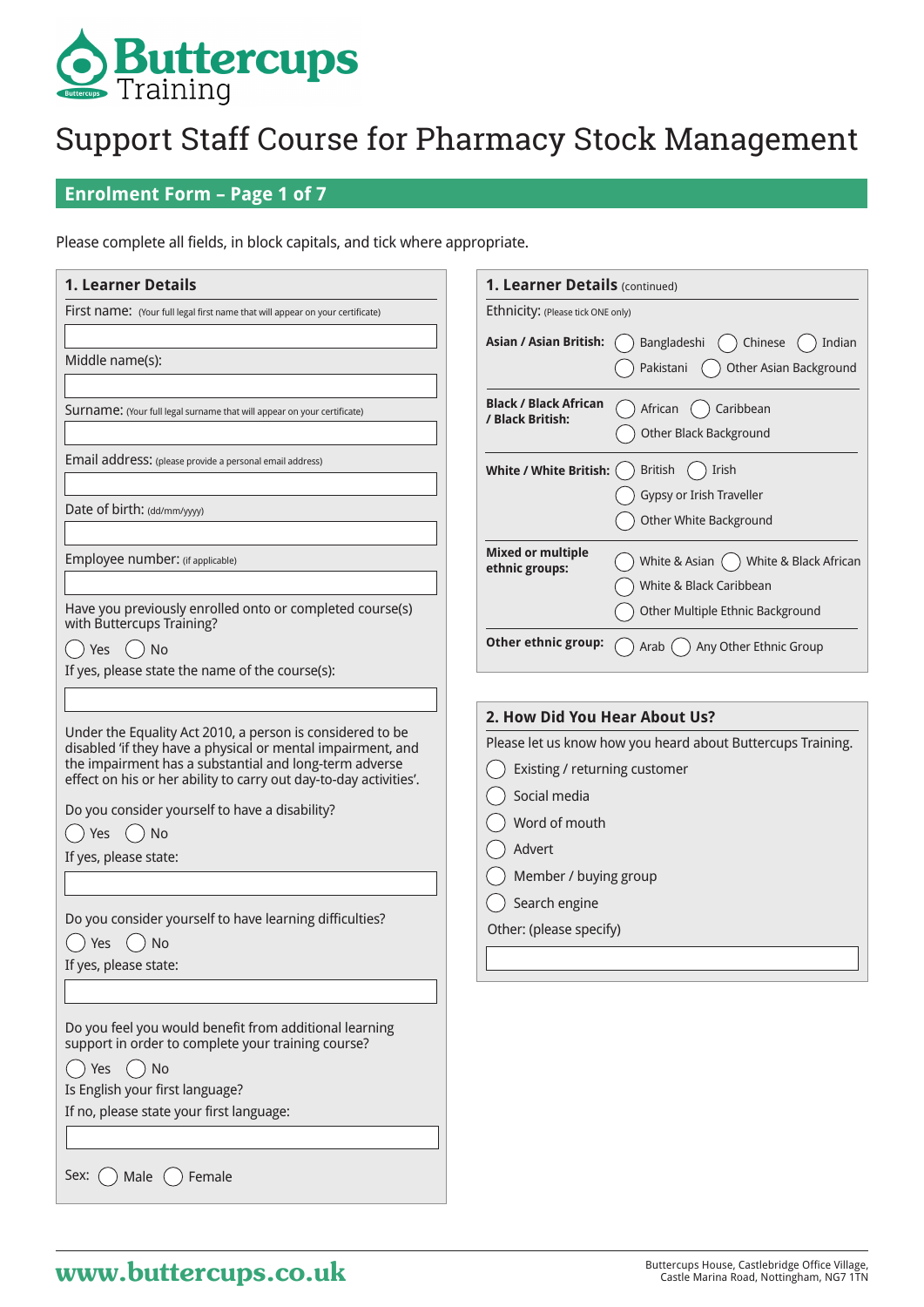Buttercups Training

# Support Staff Course for Pharmacy Stock Management

## Enrolment Form – Page 1 of 7

Please complete all fields, in block capitals, and tick where appropriate.

### 1. Learner Details

First name: (Your full legal first name that will appear on your certificate)

Middle name(s):

Surname: (Your full legal surname that will appear on your certificate)

Email address: (please provide a personal email address)

Date of birth: (dd/mm/yyyy)

Employee number: (if applicable)

Have you previously enrolled onto or completed course(s) with Buttercups Training?

◯ Yes ◯ No

If yes, please state the name of the course(s):

Under the Equality Act 2010, a person is considered to be disabled 'if they have a physical or mental impairment, and the impairment has a substantial and long-term adverse effect on his or her ability to carry out day-to-day activities'.

Do you consider yourself to have a disability?

◯ Yes ◯ No

If yes, please state:

Do you consider yourself to have learning difficulties?

◯ Yes ◯ No

If yes, please state:

Do you feel you would benefit from additional learning support in order to complete your training course?

◯ Yes ◯ No

Is English your first language?

If no, please state your first language:

Sex: ◯ Male ◯ Female

### 1. Learner Details (continued)

Ethnicity: (Please tick ONE only)

**Asian / Asian British:** ◯ Bangladeshi ◯ Chinese ◯ Indian ◯ Pakistani ◯ Other Asian Background

**Black / Black African / Black British:** ◯ African ◯ Caribbean ◯ Other Black Background

**White / White British:** ◯ British ◯ Irish ◯ Gypsy or Irish Traveller ◯ Other White Background

**Mixed or multiple ethnic groups:** ◯ White & Asian ◯ White & Black African ◯ White & Black Caribbean ◯ Other Multiple Ethnic Background

**Other ethnic group:** ◯ Arab ◯ Any Other Ethnic Group

### 2. How Did You Hear About Us?

Please let us know how you heard about Buttercups Training.

◯ Existing / returning customer

◯ Social media

◯ Word of mouth

◯ Advert

◯ Member / buying group

◯ Search engine

Other: (please specify)

www.buttercups.co.uk

Buttercups House, Castlebridge Office Village, Castle Marina Road, Nottingham, NG7 1TN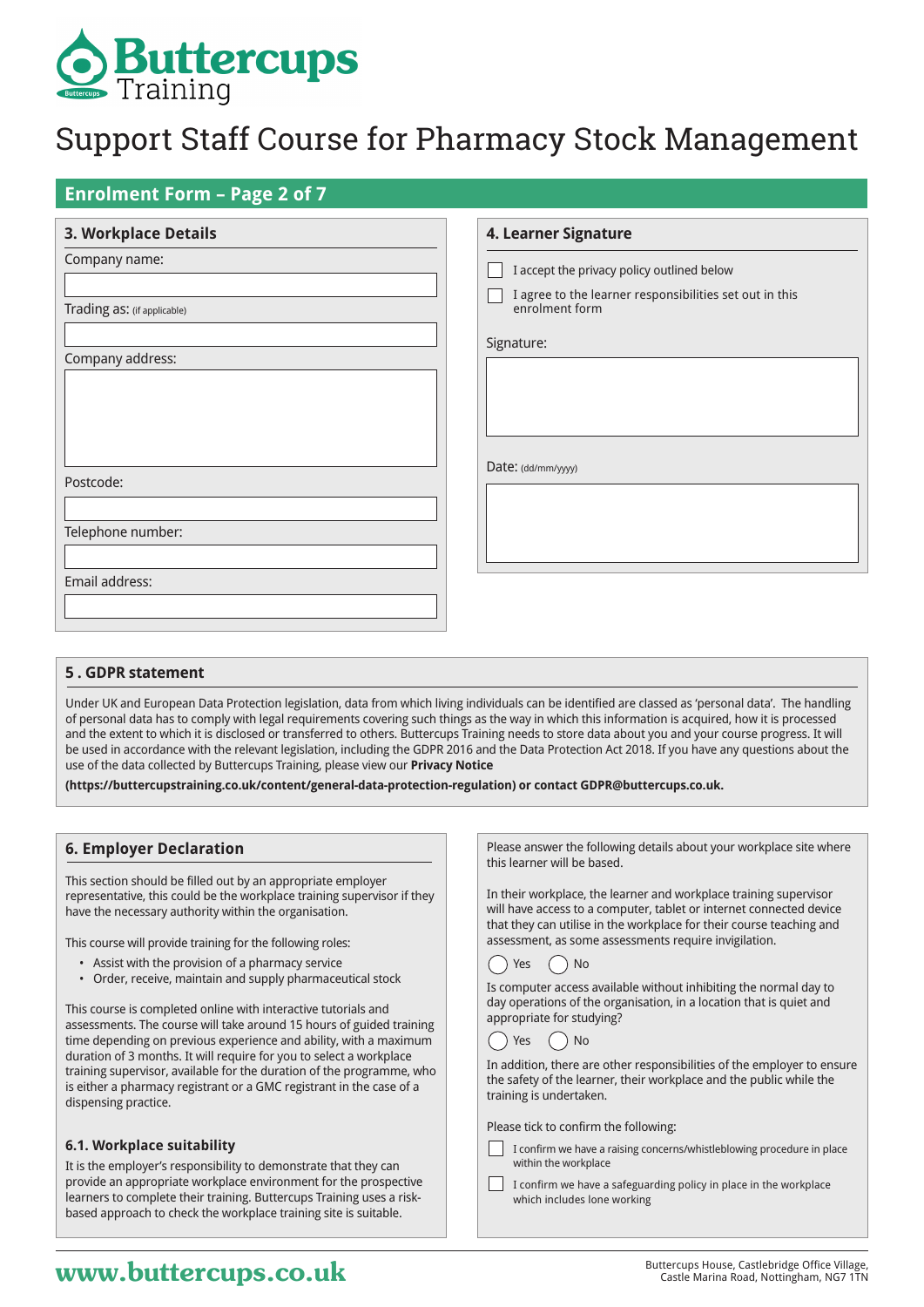# Support Staff Course for Pharmacy Stock Management

## Enrolment Form – Page 2 of 7

### 3. Workplace Details

Company name:

Trading as: (if applicable)

Company address:

Postcode:

Telephone number:

Email address:

### 4. Learner Signature

- [ ] I accept the privacy policy outlined below
- [ ] I agree to the learner responsibilities set out in this enrolment form

Signature:

Date: (dd/mm/yyyy)

### 5 . GDPR statement

Under UK and European Data Protection legislation, data from which living individuals can be identified are classed as 'personal data'. The handling of personal data has to comply with legal requirements covering such things as the way in which this information is acquired, how it is processed and the extent to which it is disclosed or transferred to others. Buttercups Training needs to store data about you and your course progress. It will be used in accordance with the relevant legislation, including the GDPR 2016 and the Data Protection Act 2018. If you have any questions about the use of the data collected by Buttercups Training, please view our **Privacy Notice**

**(https://buttercupstraining.co.uk/content/general-data-protection-regulation) or contact GDPR@buttercups.co.uk.**

### 6. Employer Declaration

This section should be filled out by an appropriate employer representative, this could be the workplace training supervisor if they have the necessary authority within the organisation.

This course will provide training for the following roles:

- Assist with the provision of a pharmacy service
- Order, receive, maintain and supply pharmaceutical stock

This course is completed online with interactive tutorials and assessments. The course will take around 15 hours of guided training time depending on previous experience and ability, with a maximum duration of 3 months. It will require for you to select a workplace training supervisor, available for the duration of the programme, who is either a pharmacy registrant or a GMC registrant in the case of a dispensing practice.

#### 6.1. Workplace suitability

It is the employer's responsibility to demonstrate that they can provide an appropriate workplace environment for the prospective learners to complete their training. Buttercups Training uses a risk-based approach to check the workplace training site is suitable.

Please answer the following details about your workplace site where this learner will be based.

In their workplace, the learner and workplace training supervisor will have access to a computer, tablet or internet connected device that they can utilise in the workplace for their course teaching and assessment, as some assessments require invigilation.

◯ Yes ◯ No

Is computer access available without inhibiting the normal day to day operations of the organisation, in a location that is quiet and appropriate for studying?

◯ Yes ◯ No

In addition, there are other responsibilities of the employer to ensure the safety of the learner, their workplace and the public while the training is undertaken.

Please tick to confirm the following:

- [ ] I confirm we have a raising concerns/whistleblowing procedure in place within the workplace
- [ ] I confirm we have a safeguarding policy in place in the workplace which includes lone working

www.buttercups.co.uk

Buttercups House, Castlebridge Office Village, Castle Marina Road, Nottingham, NG7 1TN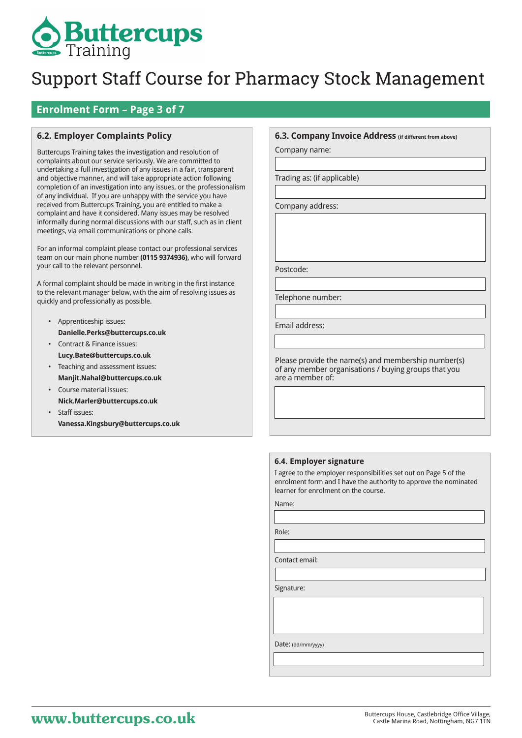# Support Staff Course for Pharmacy Stock Management

## Enrolment Form – Page 3 of 7

### 6.2. Employer Complaints Policy

Buttercups Training takes the investigation and resolution of complaints about our service seriously. We are committed to undertaking a full investigation of any issues in a fair, transparent and objective manner, and will take appropriate action following completion of an investigation into any issues, or the professionalism of any individual. If you are unhappy with the service you have received from Buttercups Training, you are entitled to make a complaint and have it considered. Many issues may be resolved informally during normal discussions with our staff, such as in client meetings, via email communications or phone calls.

For an informal complaint please contact our professional services team on our main phone number **(0115 9374936)**, who will forward your call to the relevant personnel.

A formal complaint should be made in writing in the first instance to the relevant manager below, with the aim of resolving issues as quickly and professionally as possible.

- Apprenticeship issues: **Danielle.Perks@buttercups.co.uk**
- Contract & Finance issues: **Lucy.Bate@buttercups.co.uk**
- Teaching and assessment issues: **Manjit.Nahal@buttercups.co.uk**
- Course material issues: **Nick.Marler@buttercups.co.uk**
- Staff issues: **Vanessa.Kingsbury@buttercups.co.uk**

### 6.3. Company Invoice Address (if different from above)

Company name:

Trading as: (if applicable)

Company address:

Postcode:

Telephone number:

Email address:

Please provide the name(s) and membership number(s) of any member organisations / buying groups that you are a member of:

### 6.4. Employer signature

I agree to the employer responsibilities set out on Page 5 of the enrolment form and I have the authority to approve the nominated learner for enrolment on the course.

Name:

Role:

Contact email:

Signature:

Date: (dd/mm/yyyy)

www.buttercups.co.uk

Buttercups House, Castlebridge Office Village, Castle Marina Road, Nottingham, NG7 1TN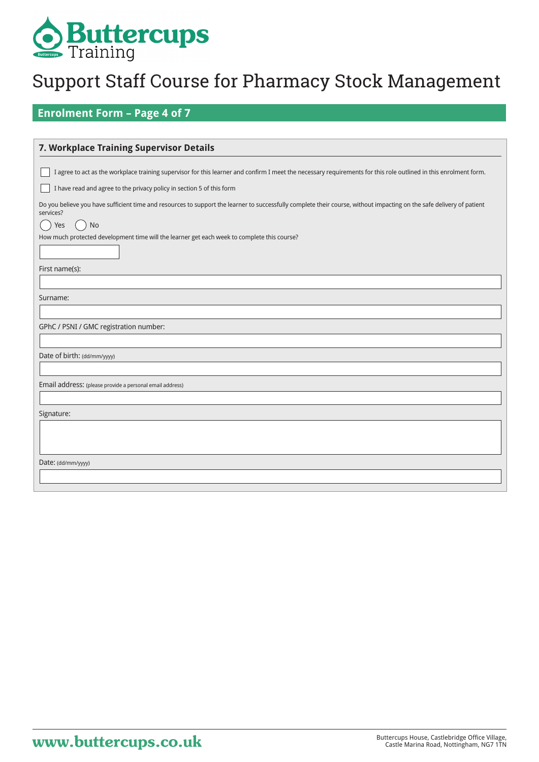# Support Staff Course for Pharmacy Stock Management

## Enrolment Form – Page 4 of 7

### 7. Workplace Training Supervisor Details

☐ I agree to act as the workplace training supervisor for this learner and confirm I meet the necessary requirements for this role outlined in this enrolment form.

☐ I have read and agree to the privacy policy in section 5 of this form

Do you believe you have sufficient time and resources to support the learner to successfully complete their course, without impacting on the safe delivery of patient services?

◯ Yes ◯ No

How much protected development time will the learner get each week to complete this course?

First name(s):

Surname:

GPhC / PSNI / GMC registration number:

Date of birth: (dd/mm/yyyy)

Email address: (please provide a personal email address)

Signature:

Date: (dd/mm/yyyy)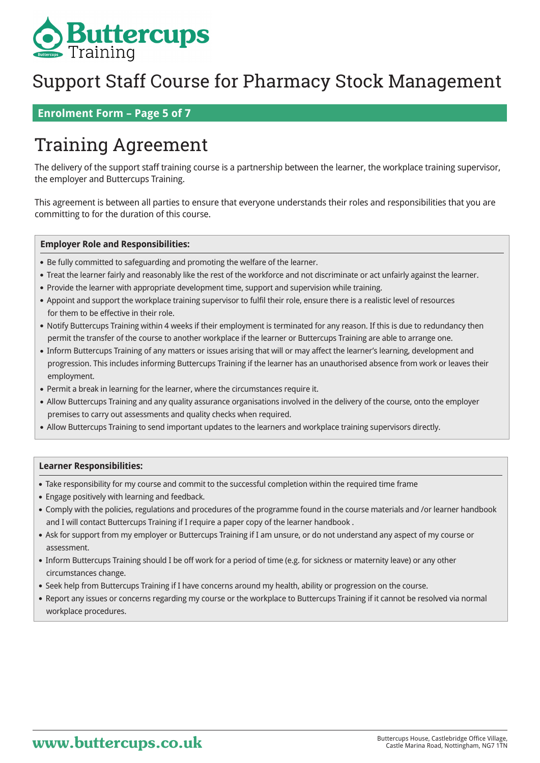# Support Staff Course for Pharmacy Stock Management

**Enrolment Form – Page 5 of 7**

## Training Agreement

The delivery of the support staff training course is a partnership between the learner, the workplace training supervisor, the employer and Buttercups Training.

This agreement is between all parties to ensure that everyone understands their roles and responsibilities that you are committing to for the duration of this course.

**Employer Role and Responsibilities:**

- Be fully committed to safeguarding and promoting the welfare of the learner.
- Treat the learner fairly and reasonably like the rest of the workforce and not discriminate or act unfairly against the learner.
- Provide the learner with appropriate development time, support and supervision while training.
- Appoint and support the workplace training supervisor to fulfil their role, ensure there is a realistic level of resources for them to be effective in their role.
- Notify Buttercups Training within 4 weeks if their employment is terminated for any reason. If this is due to redundancy then permit the transfer of the course to another workplace if the learner or Buttercups Training are able to arrange one.
- Inform Buttercups Training of any matters or issues arising that will or may affect the learner's learning, development and progression. This includes informing Buttercups Training if the learner has an unauthorised absence from work or leaves their employment.
- Permit a break in learning for the learner, where the circumstances require it.
- Allow Buttercups Training and any quality assurance organisations involved in the delivery of the course, onto the employer premises to carry out assessments and quality checks when required.
- Allow Buttercups Training to send important updates to the learners and workplace training supervisors directly.

**Learner Responsibilities:**

- Take responsibility for my course and commit to the successful completion within the required time frame
- Engage positively with learning and feedback.
- Comply with the policies, regulations and procedures of the programme found in the course materials and /or learner handbook and I will contact Buttercups Training if I require a paper copy of the learner handbook .
- Ask for support from my employer or Buttercups Training if I am unsure, or do not understand any aspect of my course or assessment.
- Inform Buttercups Training should I be off work for a period of time (e.g. for sickness or maternity leave) or any other circumstances change.
- Seek help from Buttercups Training if I have concerns around my health, ability or progression on the course.
- Report any issues or concerns regarding my course or the workplace to Buttercups Training if it cannot be resolved via normal workplace procedures.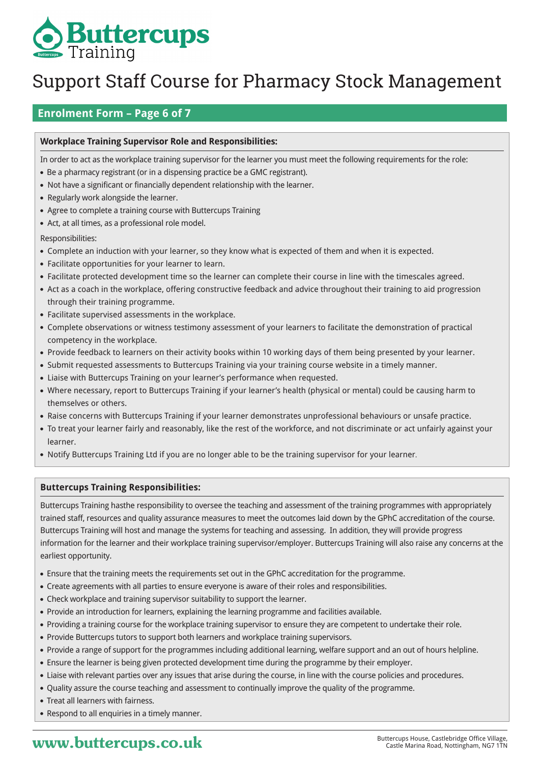# Support Staff Course for Pharmacy Stock Management

## Enrolment Form – Page 6 of 7

### Workplace Training Supervisor Role and Responsibilities:

In order to act as the workplace training supervisor for the learner you must meet the following requirements for the role:

- Be a pharmacy registrant (or in a dispensing practice be a GMC registrant).
- Not have a significant or financially dependent relationship with the learner.
- Regularly work alongside the learner.
- Agree to complete a training course with Buttercups Training
- Act, at all times, as a professional role model.

Responsibilities:

- Complete an induction with your learner, so they know what is expected of them and when it is expected.
- Facilitate opportunities for your learner to learn.
- Facilitate protected development time so the learner can complete their course in line with the timescales agreed.
- Act as a coach in the workplace, offering constructive feedback and advice throughout their training to aid progression through their training programme.
- Facilitate supervised assessments in the workplace.
- Complete observations or witness testimony assessment of your learners to facilitate the demonstration of practical competency in the workplace.
- Provide feedback to learners on their activity books within 10 working days of them being presented by your learner.
- Submit requested assessments to Buttercups Training via your training course website in a timely manner.
- Liaise with Buttercups Training on your learner's performance when requested.
- Where necessary, report to Buttercups Training if your learner's health (physical or mental) could be causing harm to themselves or others.
- Raise concerns with Buttercups Training if your learner demonstrates unprofessional behaviours or unsafe practice.
- To treat your learner fairly and reasonably, like the rest of the workforce, and not discriminate or act unfairly against your learner.
- Notify Buttercups Training Ltd if you are no longer able to be the training supervisor for your learner.

### Buttercups Training Responsibilities:

Buttercups Training hasthe responsibility to oversee the teaching and assessment of the training programmes with appropriately trained staff, resources and quality assurance measures to meet the outcomes laid down by the GPhC accreditation of the course. Buttercups Training will host and manage the systems for teaching and assessing. In addition, they will provide progress information for the learner and their workplace training supervisor/employer. Buttercups Training will also raise any concerns at the earliest opportunity.

- Ensure that the training meets the requirements set out in the GPhC accreditation for the programme.
- Create agreements with all parties to ensure everyone is aware of their roles and responsibilities.
- Check workplace and training supervisor suitability to support the learner.
- Provide an introduction for learners, explaining the learning programme and facilities available.
- Providing a training course for the workplace training supervisor to ensure they are competent to undertake their role.
- Provide Buttercups tutors to support both learners and workplace training supervisors.
- Provide a range of support for the programmes including additional learning, welfare support and an out of hours helpline.
- Ensure the learner is being given protected development time during the programme by their employer.
- Liaise with relevant parties over any issues that arise during the course, in line with the course policies and procedures.
- Quality assure the course teaching and assessment to continually improve the quality of the programme.
- Treat all learners with fairness.
- Respond to all enquiries in a timely manner.

www.buttercups.co.uk

Buttercups House, Castlebridge Office Village, Castle Marina Road, Nottingham, NG7 1TN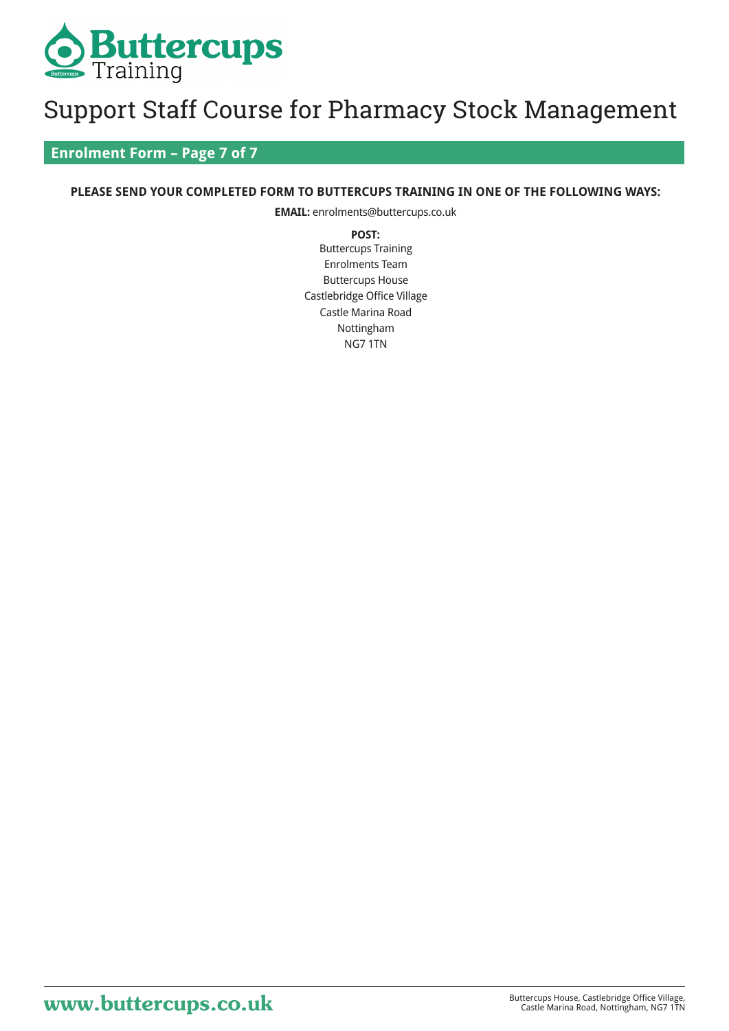# Support Staff Course for Pharmacy Stock Management

## Enrolment Form – Page 7 of 7

**PLEASE SEND YOUR COMPLETED FORM TO BUTTERCUPS TRAINING IN ONE OF THE FOLLOWING WAYS:**

**EMAIL:** enrolments@buttercups.co.uk

**POST:**
Buttercups Training
Enrolments Team
Buttercups House
Castlebridge Office Village
Castle Marina Road
Nottingham
NG7 1TN